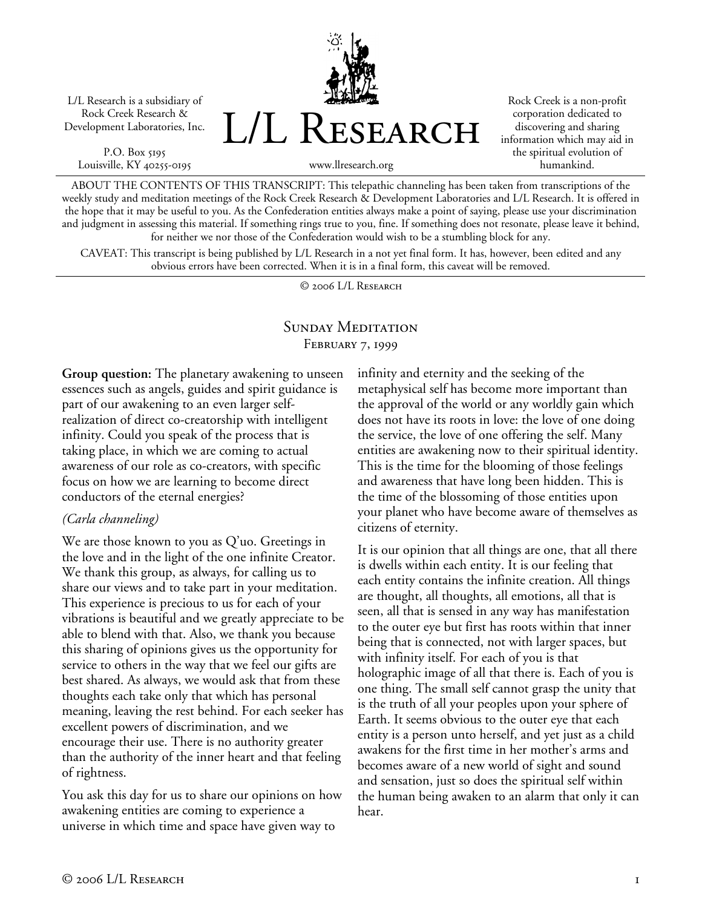L/L Research is a subsidiary of Rock Creek Research & Development Laboratories, Inc.

P.O. Box 5195
Louisville, KY 40255-0195

# L/L Research

www.llresearch.org

Rock Creek is a non-profit corporation dedicated to discovering and sharing information which may aid in the spiritual evolution of humankind.

ABOUT THE CONTENTS OF THIS TRANSCRIPT: This telepathic channeling has been taken from transcriptions of the weekly study and meditation meetings of the Rock Creek Research & Development Laboratories and L/L Research. It is offered in the hope that it may be useful to you. As the Confederation entities always make a point of saying, please use your discrimination and judgment in assessing this material. If something rings true to you, fine. If something does not resonate, please leave it behind, for neither we nor those of the Confederation would wish to be a stumbling block for any.

CAVEAT: This transcript is being published by L/L Research in a not yet final form. It has, however, been edited and any obvious errors have been corrected. When it is in a final form, this caveat will be removed.

© 2006 L/L Research

## Sunday Meditation
### February 7, 1999

**Group question:** The planetary awakening to unseen essences such as angels, guides and spirit guidance is part of our awakening to an even larger self-realization of direct co-creatorship with intelligent infinity. Could you speak of the process that is taking place, in which we are coming to actual awareness of our role as co-creators, with specific focus on how we are learning to become direct conductors of the eternal energies?

*(Carla channeling)*

We are those known to you as Q'uo. Greetings in the love and in the light of the one infinite Creator. We thank this group, as always, for calling us to share our views and to take part in your meditation. This experience is precious to us for each of your vibrations is beautiful and we greatly appreciate to be able to blend with that. Also, we thank you because this sharing of opinions gives us the opportunity for service to others in the way that we feel our gifts are best shared. As always, we would ask that from these thoughts each take only that which has personal meaning, leaving the rest behind. For each seeker has excellent powers of discrimination, and we encourage their use. There is no authority greater than the authority of the inner heart and that feeling of rightness.

You ask this day for us to share our opinions on how awakening entities are coming to experience a universe in which time and space have given way to infinity and eternity and the seeking of the metaphysical self has become more important than the approval of the world or any worldly gain which does not have its roots in love: the love of one doing the service, the love of one offering the self. Many entities are awakening now to their spiritual identity. This is the time for the blooming of those feelings and awareness that have long been hidden. This is the time of the blossoming of those entities upon your planet who have become aware of themselves as citizens of eternity.

It is our opinion that all things are one, that all there is dwells within each entity. It is our feeling that each entity contains the infinite creation. All things are thought, all thoughts, all emotions, all that is seen, all that is sensed in any way has manifestation to the outer eye but first has roots within that inner being that is connected, not with larger spaces, but with infinity itself. For each of you is that holographic image of all that there is. Each of you is one thing. The small self cannot grasp the unity that is the truth of all your peoples upon your sphere of Earth. It seems obvious to the outer eye that each entity is a person unto herself, and yet just as a child awakens for the first time in her mother's arms and becomes aware of a new world of sight and sound and sensation, just so does the spiritual self within the human being awaken to an alarm that only it can hear.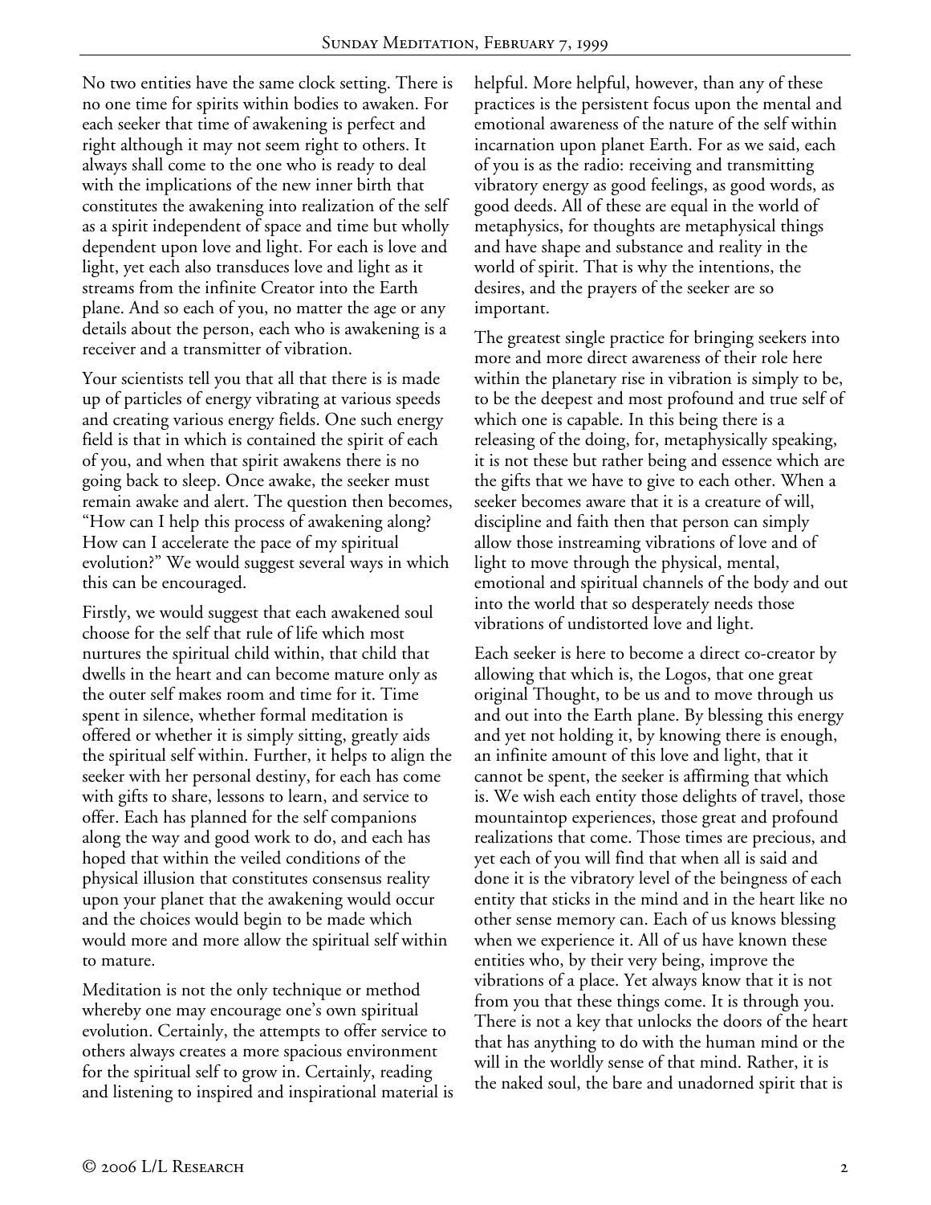No two entities have the same clock setting. There is no one time for spirits within bodies to awaken. For each seeker that time of awakening is perfect and right although it may not seem right to others. It always shall come to the one who is ready to deal with the implications of the new inner birth that constitutes the awakening into realization of the self as a spirit independent of space and time but wholly dependent upon love and light. For each is love and light, yet each also transduces love and light as it streams from the infinite Creator into the Earth plane. And so each of you, no matter the age or any details about the person, each who is awakening is a receiver and a transmitter of vibration.

Your scientists tell you that all that there is is made up of particles of energy vibrating at various speeds and creating various energy fields. One such energy field is that in which is contained the spirit of each of you, and when that spirit awakens there is no going back to sleep. Once awake, the seeker must remain awake and alert. The question then becomes, "How can I help this process of awakening along? How can I accelerate the pace of my spiritual evolution?" We would suggest several ways in which this can be encouraged.

Firstly, we would suggest that each awakened soul choose for the self that rule of life which most nurtures the spiritual child within, that child that dwells in the heart and can become mature only as the outer self makes room and time for it. Time spent in silence, whether formal meditation is offered or whether it is simply sitting, greatly aids the spiritual self within. Further, it helps to align the seeker with her personal destiny, for each has come with gifts to share, lessons to learn, and service to offer. Each has planned for the self companions along the way and good work to do, and each has hoped that within the veiled conditions of the physical illusion that constitutes consensus reality upon your planet that the awakening would occur and the choices would begin to be made which would more and more allow the spiritual self within to mature.

Meditation is not the only technique or method whereby one may encourage one's own spiritual evolution. Certainly, the attempts to offer service to others always creates a more spacious environment for the spiritual self to grow in. Certainly, reading and listening to inspired and inspirational material is helpful. More helpful, however, than any of these practices is the persistent focus upon the mental and emotional awareness of the nature of the self within incarnation upon planet Earth. For as we said, each of you is as the radio: receiving and transmitting vibratory energy as good feelings, as good words, as good deeds. All of these are equal in the world of metaphysics, for thoughts are metaphysical things and have shape and substance and reality in the world of spirit. That is why the intentions, the desires, and the prayers of the seeker are so important.

The greatest single practice for bringing seekers into more and more direct awareness of their role here within the planetary rise in vibration is simply to be, to be the deepest and most profound and true self of which one is capable. In this being there is a releasing of the doing, for, metaphysically speaking, it is not these but rather being and essence which are the gifts that we have to give to each other. When a seeker becomes aware that it is a creature of will, discipline and faith then that person can simply allow those instreaming vibrations of love and of light to move through the physical, mental, emotional and spiritual channels of the body and out into the world that so desperately needs those vibrations of undistorted love and light.

Each seeker is here to become a direct co-creator by allowing that which is, the Logos, that one great original Thought, to be us and to move through us and out into the Earth plane. By blessing this energy and yet not holding it, by knowing there is enough, an infinite amount of this love and light, that it cannot be spent, the seeker is affirming that which is. We wish each entity those delights of travel, those mountaintop experiences, those great and profound realizations that come. Those times are precious, and yet each of you will find that when all is said and done it is the vibratory level of the beingness of each entity that sticks in the mind and in the heart like no other sense memory can. Each of us knows blessing when we experience it. All of us have known these entities who, by their very being, improve the vibrations of a place. Yet always know that it is not from you that these things come. It is through you. There is not a key that unlocks the doors of the heart that has anything to do with the human mind or the will in the worldly sense of that mind. Rather, it is the naked soul, the bare and unadorned spirit that is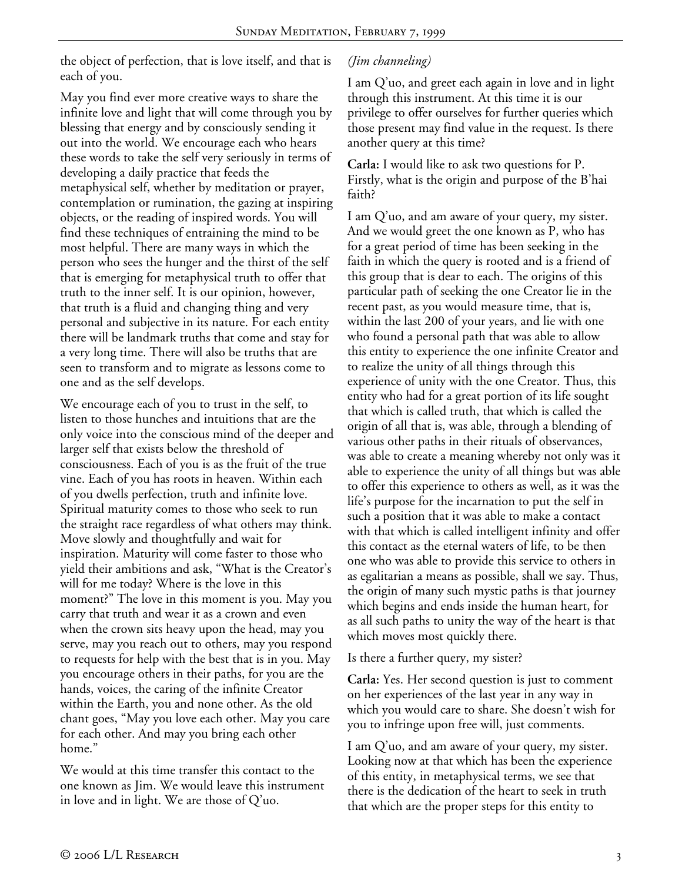the object of perfection, that is love itself, and that is each of you.

May you find ever more creative ways to share the infinite love and light that will come through you by blessing that energy and by consciously sending it out into the world. We encourage each who hears these words to take the self very seriously in terms of developing a daily practice that feeds the metaphysical self, whether by meditation or prayer, contemplation or rumination, the gazing at inspiring objects, or the reading of inspired words. You will find these techniques of entraining the mind to be most helpful. There are many ways in which the person who sees the hunger and the thirst of the self that is emerging for metaphysical truth to offer that truth to the inner self. It is our opinion, however, that truth is a fluid and changing thing and very personal and subjective in its nature. For each entity there will be landmark truths that come and stay for a very long time. There will also be truths that are seen to transform and to migrate as lessons come to one and as the self develops.

We encourage each of you to trust in the self, to listen to those hunches and intuitions that are the only voice into the conscious mind of the deeper and larger self that exists below the threshold of consciousness. Each of you is as the fruit of the true vine. Each of you has roots in heaven. Within each of you dwells perfection, truth and infinite love. Spiritual maturity comes to those who seek to run the straight race regardless of what others may think. Move slowly and thoughtfully and wait for inspiration. Maturity will come faster to those who yield their ambitions and ask, "What is the Creator's will for me today? Where is the love in this moment?" The love in this moment is you. May you carry that truth and wear it as a crown and even when the crown sits heavy upon the head, may you serve, may you reach out to others, may you respond to requests for help with the best that is in you. May you encourage others in their paths, for you are the hands, voices, the caring of the infinite Creator within the Earth, you and none other. As the old chant goes, "May you love each other. May you care for each other. And may you bring each other home."

We would at this time transfer this contact to the one known as Jim. We would leave this instrument in love and in light. We are those of Q'uo.

*(Jim channeling)*

I am Q'uo, and greet each again in love and in light through this instrument. At this time it is our privilege to offer ourselves for further queries which those present may find value in the request. Is there another query at this time?

**Carla:** I would like to ask two questions for P. Firstly, what is the origin and purpose of the B'hai faith?

I am Q'uo, and am aware of your query, my sister. And we would greet the one known as P, who has for a great period of time has been seeking in the faith in which the query is rooted and is a friend of this group that is dear to each. The origins of this particular path of seeking the one Creator lie in the recent past, as you would measure time, that is, within the last 200 of your years, and lie with one who found a personal path that was able to allow this entity to experience the one infinite Creator and to realize the unity of all things through this experience of unity with the one Creator. Thus, this entity who had for a great portion of its life sought that which is called truth, that which is called the origin of all that is, was able, through a blending of various other paths in their rituals of observances, was able to create a meaning whereby not only was it able to experience the unity of all things but was able to offer this experience to others as well, as it was the life's purpose for the incarnation to put the self in such a position that it was able to make a contact with that which is called intelligent infinity and offer this contact as the eternal waters of life, to be then one who was able to provide this service to others in as egalitarian a means as possible, shall we say. Thus, the origin of many such mystic paths is that journey which begins and ends inside the human heart, for as all such paths to unity the way of the heart is that which moves most quickly there.

Is there a further query, my sister?

**Carla:** Yes. Her second question is just to comment on her experiences of the last year in any way in which you would care to share. She doesn't wish for you to infringe upon free will, just comments.

I am Q'uo, and am aware of your query, my sister. Looking now at that which has been the experience of this entity, in metaphysical terms, we see that there is the dedication of the heart to seek in truth that which are the proper steps for this entity to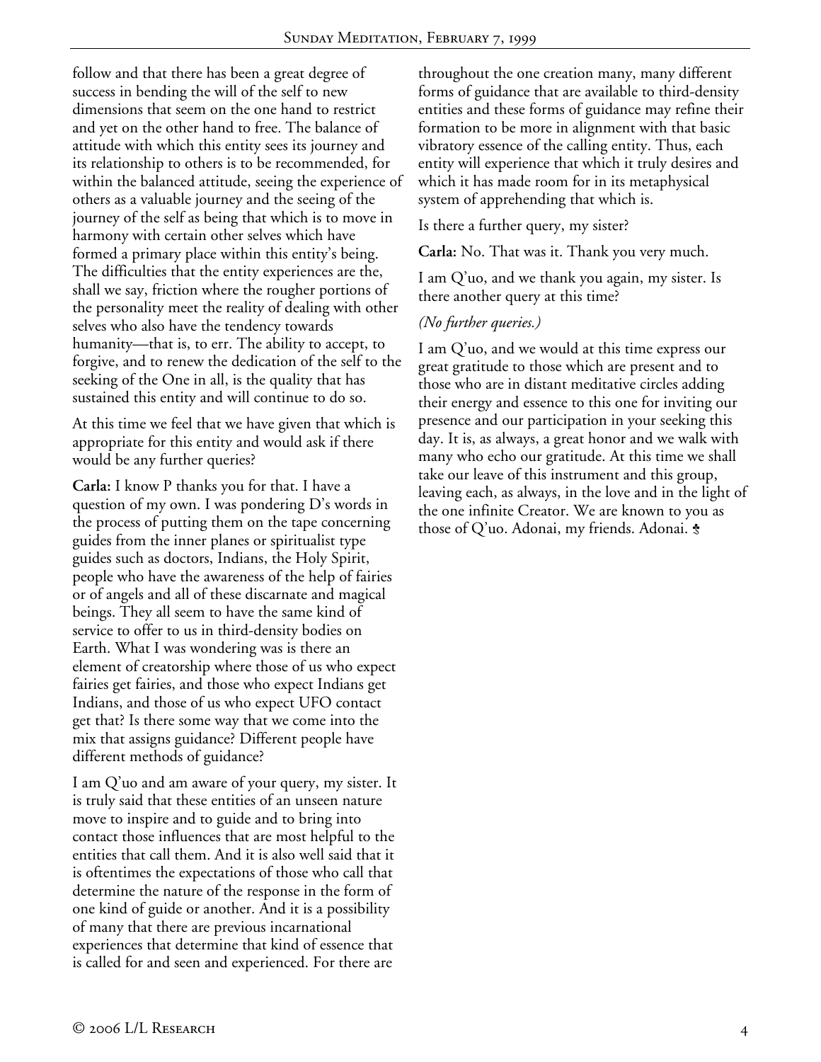follow and that there has been a great degree of success in bending the will of the self to new dimensions that seem on the one hand to restrict and yet on the other hand to free. The balance of attitude with which this entity sees its journey and its relationship to others is to be recommended, for within the balanced attitude, seeing the experience of others as a valuable journey and the seeing of the journey of the self as being that which is to move in harmony with certain other selves which have formed a primary place within this entity's being. The difficulties that the entity experiences are the, shall we say, friction where the rougher portions of the personality meet the reality of dealing with other selves who also have the tendency towards humanity—that is, to err. The ability to accept, to forgive, and to renew the dedication of the self to the seeking of the One in all, is the quality that has sustained this entity and will continue to do so.

At this time we feel that we have given that which is appropriate for this entity and would ask if there would be any further queries?

**Carla:** I know P thanks you for that. I have a question of my own. I was pondering D's words in the process of putting them on the tape concerning guides from the inner planes or spiritualist type guides such as doctors, Indians, the Holy Spirit, people who have the awareness of the help of fairies or of angels and all of these discarnate and magical beings. They all seem to have the same kind of service to offer to us in third-density bodies on Earth. What I was wondering was is there an element of creatorship where those of us who expect fairies get fairies, and those who expect Indians get Indians, and those of us who expect UFO contact get that? Is there some way that we come into the mix that assigns guidance? Different people have different methods of guidance?

I am Q'uo and am aware of your query, my sister. It is truly said that these entities of an unseen nature move to inspire and to guide and to bring into contact those influences that are most helpful to the entities that call them. And it is also well said that it is oftentimes the expectations of those who call that determine the nature of the response in the form of one kind of guide or another. And it is a possibility of many that there are previous incarnational experiences that determine that kind of essence that is called for and seen and experienced. For there are throughout the one creation many, many different forms of guidance that are available to third-density entities and these forms of guidance may refine their formation to be more in alignment with that basic vibratory essence of the calling entity. Thus, each entity will experience that which it truly desires and which it has made room for in its metaphysical system of apprehending that which is.

Is there a further query, my sister?

**Carla:** No. That was it. Thank you very much.

I am Q'uo, and we thank you again, my sister. Is there another query at this time?

*(No further queries.)*

I am Q'uo, and we would at this time express our great gratitude to those which are present and to those who are in distant meditative circles adding their energy and essence to this one for inviting our presence and our participation in your seeking this day. It is, as always, a great honor and we walk with many who echo our gratitude. At this time we shall take our leave of this instrument and this group, leaving each, as always, in the love and in the light of the one infinite Creator. We are known to you as those of Q'uo. Adonai, my friends. Adonai.

© 2006 L/L Research